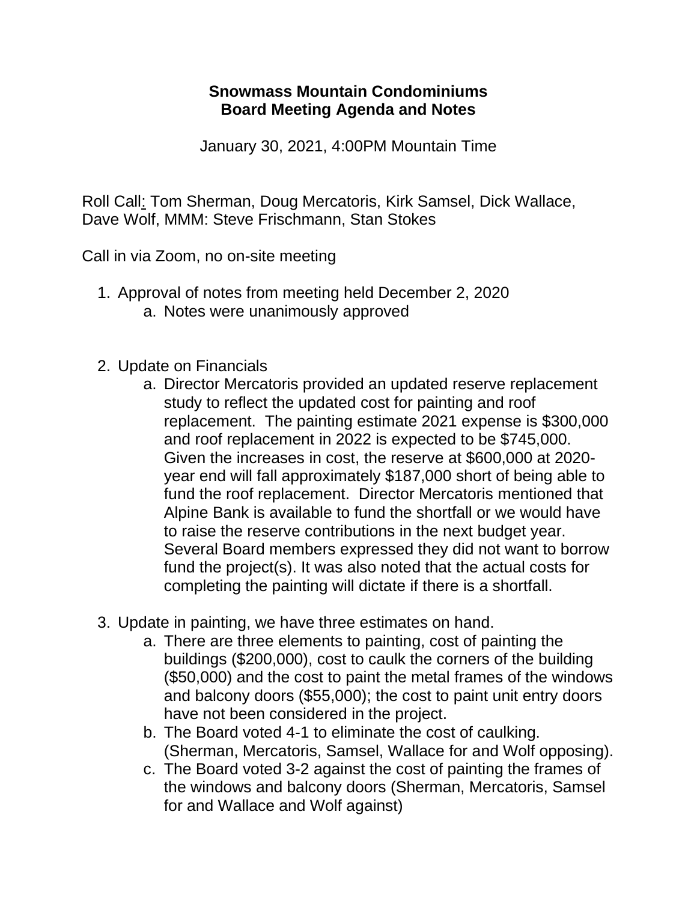**Snowmass Mountain Condominiums**
**Board Meeting Agenda and Notes**

January 30, 2021, 4:00PM Mountain Time

Roll Call: Tom Sherman, Doug Mercatoris, Kirk Samsel, Dick Wallace, Dave Wolf, MMM: Steve Frischmann, Stan Stokes

Call in via Zoom, no on-site meeting

1. Approval of notes from meeting held December 2, 2020
   a. Notes were unanimously approved

2. Update on Financials
   a. Director Mercatoris provided an updated reserve replacement study to reflect the updated cost for painting and roof replacement. The painting estimate 2021 expense is $300,000 and roof replacement in 2022 is expected to be $745,000. Given the increases in cost, the reserve at $600,000 at 2020-year end will fall approximately $187,000 short of being able to fund the roof replacement. Director Mercatoris mentioned that Alpine Bank is available to fund the shortfall or we would have to raise the reserve contributions in the next budget year. Several Board members expressed they did not want to borrow fund the project(s). It was also noted that the actual costs for completing the painting will dictate if there is a shortfall.

3. Update in painting, we have three estimates on hand.
   a. There are three elements to painting, cost of painting the buildings ($200,000), cost to caulk the corners of the building ($50,000) and the cost to paint the metal frames of the windows and balcony doors ($55,000); the cost to paint unit entry doors have not been considered in the project.
   b. The Board voted 4-1 to eliminate the cost of caulking. (Sherman, Mercatoris, Samsel, Wallace for and Wolf opposing).
   c. The Board voted 3-2 against the cost of painting the frames of the windows and balcony doors (Sherman, Mercatoris, Samsel for and Wallace and Wolf against)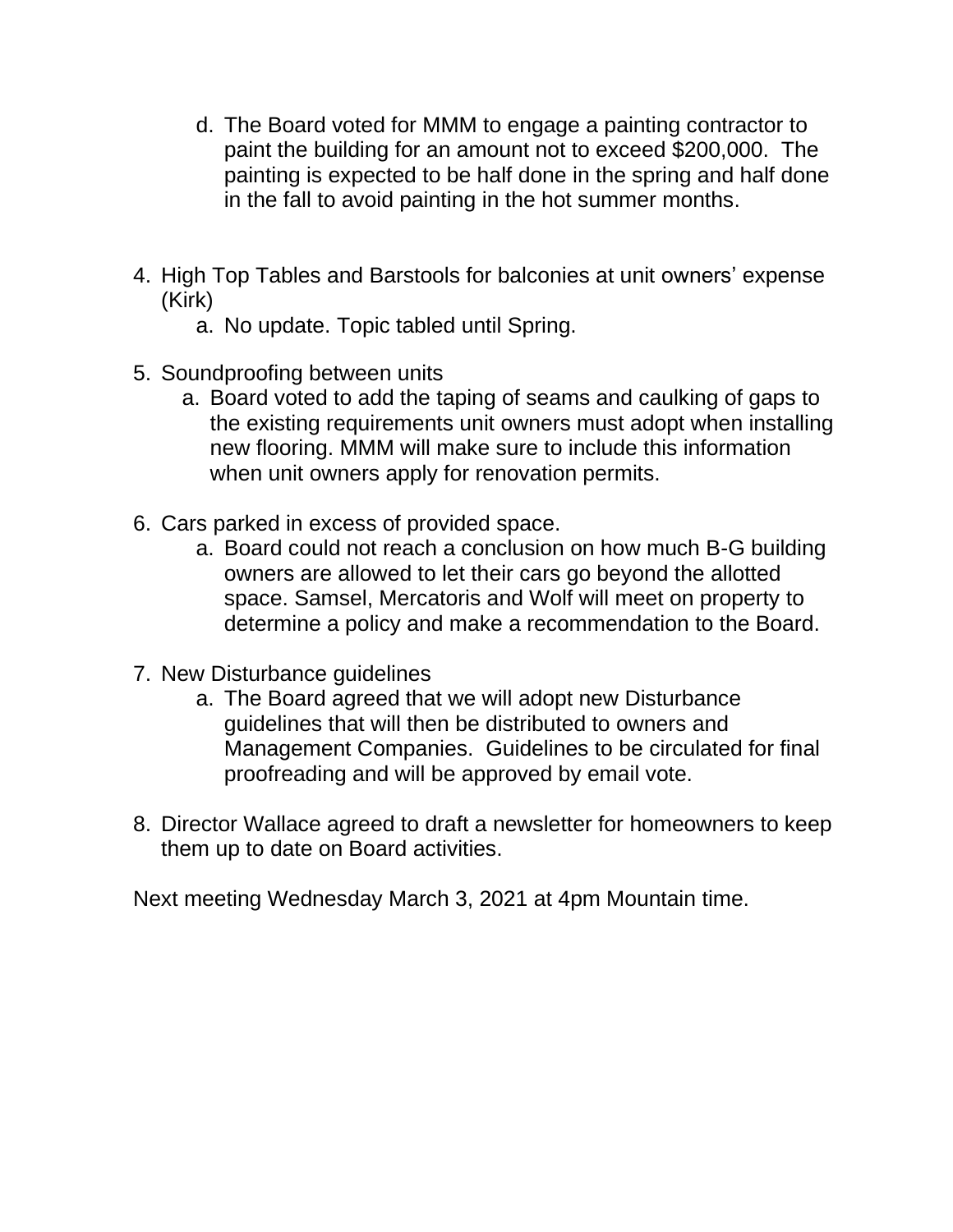d. The Board voted for MMM to engage a painting contractor to paint the building for an amount not to exceed $200,000. The painting is expected to be half done in the spring and half done in the fall to avoid painting in the hot summer months.

4. High Top Tables and Barstools for balconies at unit owners' expense (Kirk)
   a. No update. Topic tabled until Spring.

5. Soundproofing between units
   a. Board voted to add the taping of seams and caulking of gaps to the existing requirements unit owners must adopt when installing new flooring. MMM will make sure to include this information when unit owners apply for renovation permits.

6. Cars parked in excess of provided space.
   a. Board could not reach a conclusion on how much B-G building owners are allowed to let their cars go beyond the allotted space. Samsel, Mercatoris and Wolf will meet on property to determine a policy and make a recommendation to the Board.

7. New Disturbance guidelines
   a. The Board agreed that we will adopt new Disturbance guidelines that will then be distributed to owners and Management Companies. Guidelines to be circulated for final proofreading and will be approved by email vote.

8. Director Wallace agreed to draft a newsletter for homeowners to keep them up to date on Board activities.

Next meeting Wednesday March 3, 2021 at 4pm Mountain time.